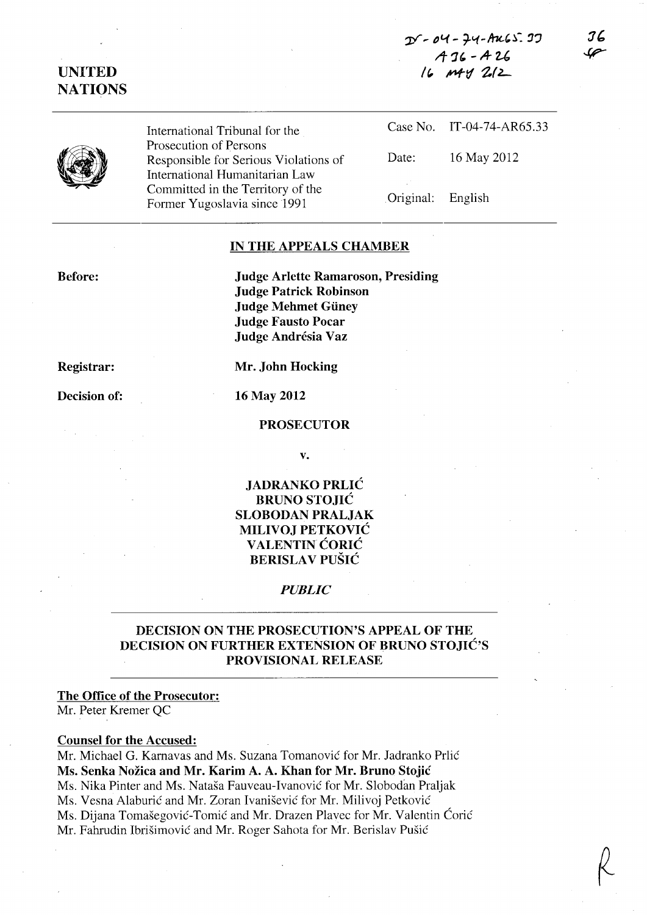IT-04-74-AR65.33
A36 - A26
16 May 2012

36

**UNITED NATIONS**

| | | |
|---|---|---|
| International Tribunal for the Prosecution of Persons Responsible for Serious Violations of International Humanitarian Law Committed in the Territory of the Former Yugoslavia since 1991 | Case No. | IT-04-74-AR65.33 |
| | Date: | 16 May 2012 |
| | Original: | English |

## IN THE APPEALS CHAMBER

**Before:**
**Judge Arlette Ramaroson, Presiding**
**Judge Patrick Robinson**
**Judge Mehmet Güney**
**Judge Fausto Pocar**
**Judge Andrésia Vaz**

**Registrar:** **Mr. John Hocking**

**Decision of:** **16 May 2012**

**PROSECUTOR**

**v.**

**JADRANKO PRLIĆ**
**BRUNO STOJIĆ**
**SLOBODAN PRALJAK**
**MILIVOJ PETKOVIĆ**
**VALENTIN ĆORIĆ**
**BERISLAV PUŠIĆ**

***PUBLIC***

## DECISION ON THE PROSECUTION'S APPEAL OF THE DECISION ON FURTHER EXTENSION OF BRUNO STOJIĆ'S PROVISIONAL RELEASE

**The Office of the Prosecutor:**
Mr. Peter Kremer QC

**Counsel for the Accused:**
Mr. Michael G. Karnavas and Ms. Suzana Tomanović for Mr. Jadranko Prlić
**Ms. Senka Nožica and Mr. Karim A. A. Khan for Mr. Bruno Stojić**
Ms. Nika Pinter and Ms. Nataša Fauveau-Ivanović for Mr. Slobodan Praljak
Ms. Vesna Alaburić and Mr. Zoran Ivanišević for Mr. Milivoj Petković
Ms. Dijana Tomašegović-Tomić and Mr. Drazen Plavec for Mr. Valentin Ćorić
Mr. Fahrudin Ibrišimović and Mr. Roger Sahota for Mr. Berislav Pušić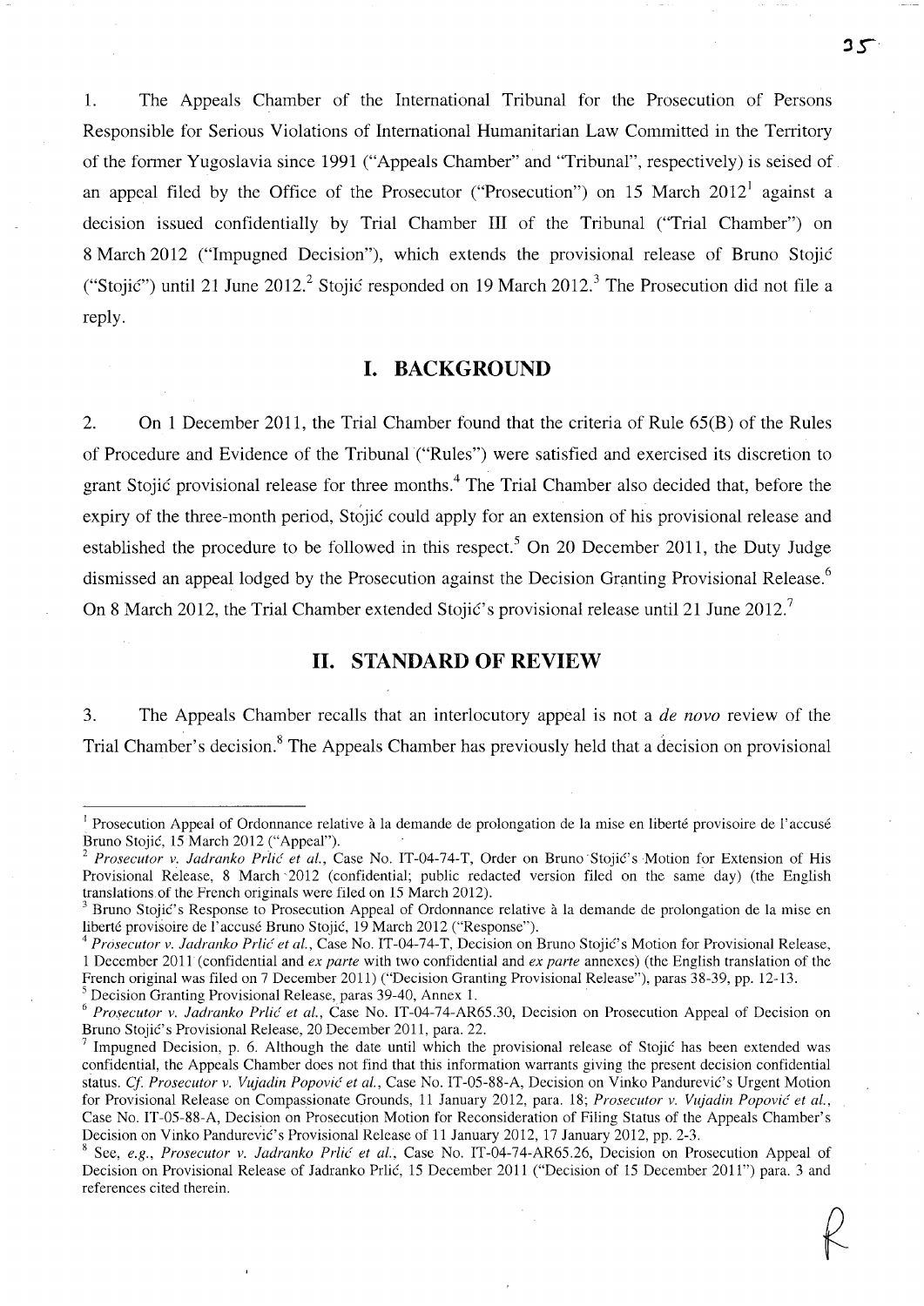1. The Appeals Chamber of the International Tribunal for the Prosecution of Persons Responsible for Serious Violations of International Humanitarian Law Committed in the Territory of the former Yugoslavia since 1991 ("Appeals Chamber" and "Tribunal", respectively) is seised of an appeal filed by the Office of the Prosecutor ("Prosecution") on 15 March 2012[1] against a decision issued confidentially by Trial Chamber III of the Tribunal ("Trial Chamber") on 8 March 2012 ("Impugned Decision"), which extends the provisional release of Bruno Stojić ("Stojić") until 21 June 2012.[2] Stojić responded on 19 March 2012.[3] The Prosecution did not file a reply.

## I. BACKGROUND

2. On 1 December 2011, the Trial Chamber found that the criteria of Rule 65(B) of the Rules of Procedure and Evidence of the Tribunal ("Rules") were satisfied and exercised its discretion to grant Stojić provisional release for three months.[4] The Trial Chamber also decided that, before the expiry of the three-month period, Stojić could apply for an extension of his provisional release and established the procedure to be followed in this respect.[5] On 20 December 2011, the Duty Judge dismissed an appeal lodged by the Prosecution against the Decision Granting Provisional Release.[6] On 8 March 2012, the Trial Chamber extended Stojić's provisional release until 21 June 2012.[7]

## II. STANDARD OF REVIEW

3. The Appeals Chamber recalls that an interlocutory appeal is not a *de novo* review of the Trial Chamber's decision.[8] The Appeals Chamber has previously held that a decision on provisional

---

[1] Prosecution Appeal of Ordonnance relative à la demande de prolongation de la mise en liberté provisoire de l'accusé Bruno Stojić, 15 March 2012 ("Appeal").

[2] *Prosecutor v. Jadranko Prlić et al.*, Case No. IT-04-74-T, Order on Bruno Stojić's Motion for Extension of His Provisional Release, 8 March 2012 (confidential; public redacted version filed on the same day) (the English translations of the French originals were filed on 15 March 2012).

[3] Bruno Stojić's Response to Prosecution Appeal of Ordonnance relative à la demande de prolongation de la mise en liberté provisoire de l'accusé Bruno Stojić, 19 March 2012 ("Response").

[4] *Prosecutor v. Jadranko Prlić et al.*, Case No. IT-04-74-T, Decision on Bruno Stojić's Motion for Provisional Release, 1 December 2011 (confidential and *ex parte* with two confidential and *ex parte* annexes) (the English translation of the French original was filed on 7 December 2011) ("Decision Granting Provisional Release"), paras 38-39, pp. 12-13.

[5] Decision Granting Provisional Release, paras 39-40, Annex 1.

[6] *Prosecutor v. Jadranko Prlić et al.*, Case No. IT-04-74-AR65.30, Decision on Prosecution Appeal of Decision on Bruno Stojić's Provisional Release, 20 December 2011, para. 22.

[7] Impugned Decision, p. 6. Although the date until which the provisional release of Stojić has been extended was confidential, the Appeals Chamber does not find that this information warrants giving the present decision confidential status. *Cf. Prosecutor v. Vujadin Popović et al.*, Case No. IT-05-88-A, Decision on Vinko Pandurević's Urgent Motion for Provisional Release on Compassionate Grounds, 11 January 2012, para. 18; *Prosecutor v. Vujadin Popović et al.*, Case No. IT-05-88-A, Decision on Prosecution Motion for Reconsideration of Filing Status of the Appeals Chamber's Decision on Vinko Pandurević's Provisional Release of 11 January 2012, 17 January 2012, pp. 2-3.

[8] See, *e.g.*, *Prosecutor v. Jadranko Prlić et al.*, Case No. IT-04-74-AR65.26, Decision on Prosecution Appeal of Decision on Provisional Release of Jadranko Prlić, 15 December 2011 ("Decision of 15 December 2011") para. 3 and references cited therein.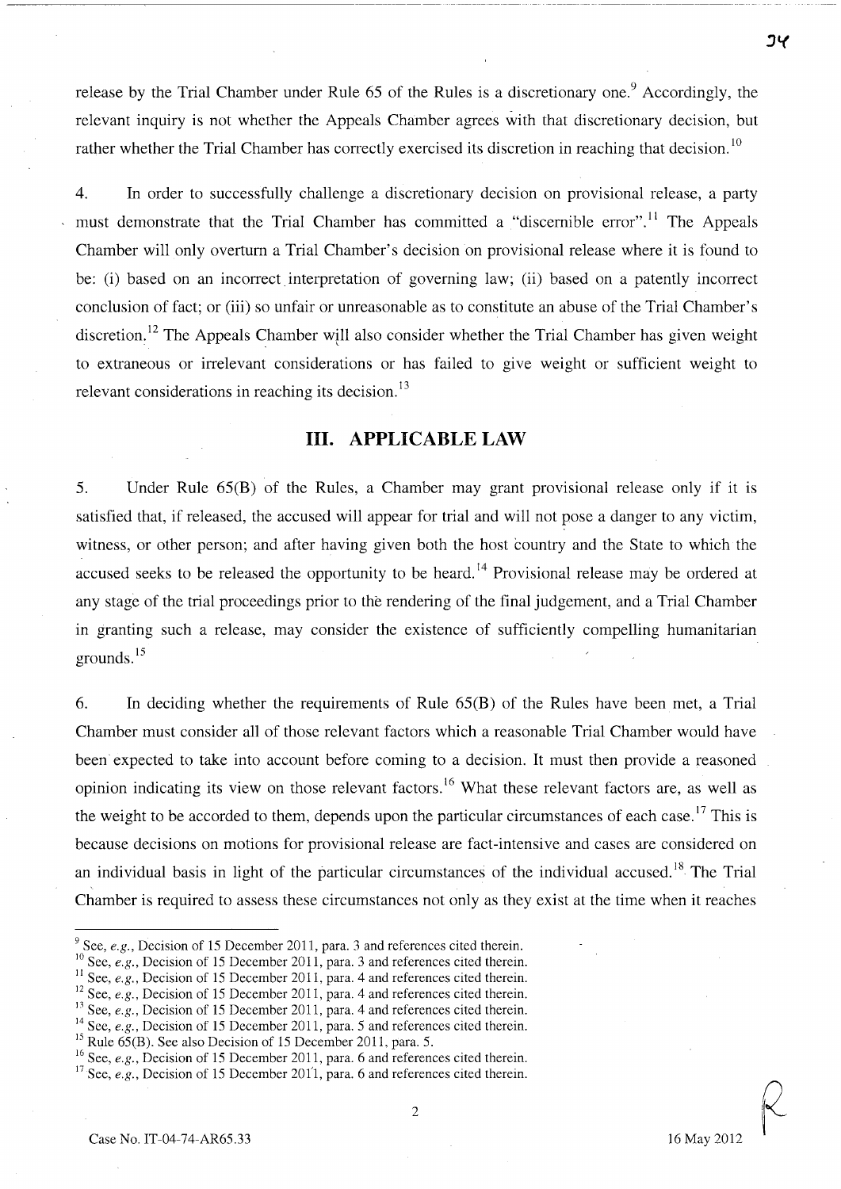release by the Trial Chamber under Rule 65 of the Rules is a discretionary one.[9] Accordingly, the relevant inquiry is not whether the Appeals Chamber agrees with that discretionary decision, but rather whether the Trial Chamber has correctly exercised its discretion in reaching that decision.[10]

4. In order to successfully challenge a discretionary decision on provisional release, a party must demonstrate that the Trial Chamber has committed a "discernible error".[11] The Appeals Chamber will only overturn a Trial Chamber's decision on provisional release where it is found to be: (i) based on an incorrect interpretation of governing law; (ii) based on a patently incorrect conclusion of fact; or (iii) so unfair or unreasonable as to constitute an abuse of the Trial Chamber's discretion.[12] The Appeals Chamber will also consider whether the Trial Chamber has given weight to extraneous or irrelevant considerations or has failed to give weight or sufficient weight to relevant considerations in reaching its decision.[13]

## III. APPLICABLE LAW

5. Under Rule 65(B) of the Rules, a Chamber may grant provisional release only if it is satisfied that, if released, the accused will appear for trial and will not pose a danger to any victim, witness, or other person; and after having given both the host country and the State to which the accused seeks to be released the opportunity to be heard.[14] Provisional release may be ordered at any stage of the trial proceedings prior to the rendering of the final judgement, and a Trial Chamber in granting such a release, may consider the existence of sufficiently compelling humanitarian grounds.[15]

6. In deciding whether the requirements of Rule 65(B) of the Rules have been met, a Trial Chamber must consider all of those relevant factors which a reasonable Trial Chamber would have been expected to take into account before coming to a decision. It must then provide a reasoned opinion indicating its view on those relevant factors.[16] What these relevant factors are, as well as the weight to be accorded to them, depends upon the particular circumstances of each case.[17] This is because decisions on motions for provisional release are fact-intensive and cases are considered on an individual basis in light of the particular circumstances of the individual accused.[18] The Trial Chamber is required to assess these circumstances not only as they exist at the time when it reaches

---

[9] See, *e.g.*, Decision of 15 December 2011, para. 3 and references cited therein.

[10] See, *e.g.*, Decision of 15 December 2011, para. 3 and references cited therein.

[11] See, *e.g.*, Decision of 15 December 2011, para. 4 and references cited therein.

[12] See, *e.g.*, Decision of 15 December 2011, para. 4 and references cited therein.

[13] See, *e.g.*, Decision of 15 December 2011, para. 4 and references cited therein.

[14] See, *e.g.*, Decision of 15 December 2011, para. 5 and references cited therein.

[15] Rule 65(B). See also Decision of 15 December 2011, para. 5.

[16] See, *e.g.*, Decision of 15 December 2011, para. 6 and references cited therein.

[17] See, *e.g.*, Decision of 15 December 2011, para. 6 and references cited therein.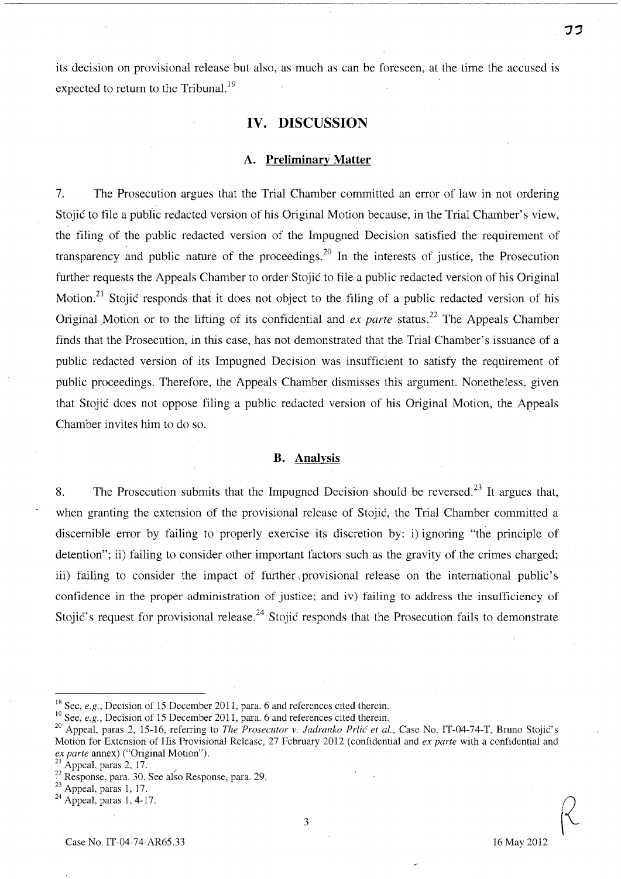its decision on provisional release but also, as much as can be foreseen, at the time the accused is expected to return to the Tribunal.[19]

# IV. DISCUSSION

## A. Preliminary Matter

7. The Prosecution argues that the Trial Chamber committed an error of law in not ordering Stojić to file a public redacted version of his Original Motion because, in the Trial Chamber's view, the filing of the public redacted version of the Impugned Decision satisfied the requirement of transparency and public nature of the proceedings.[20] In the interests of justice, the Prosecution further requests the Appeals Chamber to order Stojić to file a public redacted version of his Original Motion.[21] Stojić responds that it does not object to the filing of a public redacted version of his Original Motion or to the lifting of its confidential and *ex parte* status.[22] The Appeals Chamber finds that the Prosecution, in this case, has not demonstrated that the Trial Chamber's issuance of a public redacted version of its Impugned Decision was insufficient to satisfy the requirement of public proceedings. Therefore, the Appeals Chamber dismisses this argument. Nonetheless, given that Stojić does not oppose filing a public redacted version of his Original Motion, the Appeals Chamber invites him to do so.

## B. Analysis

8. The Prosecution submits that the Impugned Decision should be reversed.[23] It argues that, when granting the extension of the provisional release of Stojić, the Trial Chamber committed a discernible error by failing to properly exercise its discretion by: i) ignoring "the principle of detention"; ii) failing to consider other important factors such as the gravity of the crimes charged; iii) failing to consider the impact of further provisional release on the international public's confidence in the proper administration of justice; and iv) failing to address the insufficiency of Stojić's request for provisional release.[24] Stojić responds that the Prosecution fails to demonstrate

---

[18] See, *e.g.*, Decision of 15 December 2011, para. 6 and references cited therein.

[19] See, *e.g.*, Decision of 15 December 2011, para. 6 and references cited therein.

[20] Appeal, paras 2, 15-16, referring to *The Prosecutor v. Jadranko Prlić et al.*, Case No. IT-04-74-T, Bruno Stojić's Motion for Extension of His Provisional Release, 27 February 2012 (confidential and *ex parte* with a confidential and *ex parte* annex) ("Original Motion").

[21] Appeal, paras 2, 17.

[22] Response, para. 30. See also Response, para. 29.

[23] Appeal, paras 1, 17.

[24] Appeal, paras 1, 4-17.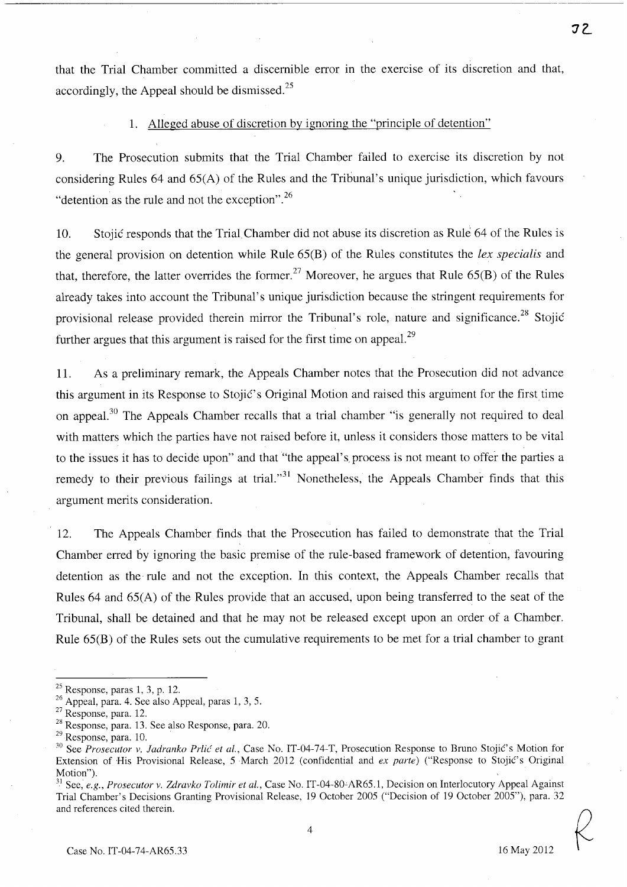that the Trial Chamber committed a discernible error in the exercise of its discretion and that, accordingly, the Appeal should be dismissed.[25]

1. Alleged abuse of discretion by ignoring the "principle of detention"

9. The Prosecution submits that the Trial Chamber failed to exercise its discretion by not considering Rules 64 and 65(A) of the Rules and the Tribunal's unique jurisdiction, which favours "detention as the rule and not the exception".[26]

10. Stojić responds that the Trial Chamber did not abuse its discretion as Rule 64 of the Rules is the general provision on detention while Rule 65(B) of the Rules constitutes the *lex specialis* and that, therefore, the latter overrides the former.[27] Moreover, he argues that Rule 65(B) of the Rules already takes into account the Tribunal's unique jurisdiction because the stringent requirements for provisional release provided therein mirror the Tribunal's role, nature and significance.[28] Stojić further argues that this argument is raised for the first time on appeal.[29]

11. As a preliminary remark, the Appeals Chamber notes that the Prosecution did not advance this argument in its Response to Stojić's Original Motion and raised this argument for the first time on appeal.[30] The Appeals Chamber recalls that a trial chamber "is generally not required to deal with matters which the parties have not raised before it, unless it considers those matters to be vital to the issues it has to decide upon" and that "the appeal's process is not meant to offer the parties a remedy to their previous failings at trial."[31] Nonetheless, the Appeals Chamber finds that this argument merits consideration.

12. The Appeals Chamber finds that the Prosecution has failed to demonstrate that the Trial Chamber erred by ignoring the basic premise of the rule-based framework of detention, favouring detention as the rule and not the exception. In this context, the Appeals Chamber recalls that Rules 64 and 65(A) of the Rules provide that an accused, upon being transferred to the seat of the Tribunal, shall be detained and that he may not be released except upon an order of a Chamber. Rule 65(B) of the Rules sets out the cumulative requirements to be met for a trial chamber to grant

---

[25] Response, paras 1, 3, p. 12.

[26] Appeal, para. 4. See also Appeal, paras 1, 3, 5.

[27] Response, para. 12.

[28] Response, para. 13. See also Response, para. 20.

[29] Response, para. 10.

[30] See *Prosecutor v. Jadranko Prlić et al.*, Case No. IT-04-74-T, Prosecution Response to Bruno Stojić's Motion for Extension of His Provisional Release, 5 March 2012 (confidential and *ex parte*) ("Response to Stojić's Original Motion").

[31] See, *e.g.*, *Prosecutor v. Zdravko Tolimir et al.*, Case No. IT-04-80-AR65.1, Decision on Interlocutory Appeal Against Trial Chamber's Decisions Granting Provisional Release, 19 October 2005 ("Decision of 19 October 2005"), para. 32 and references cited therein.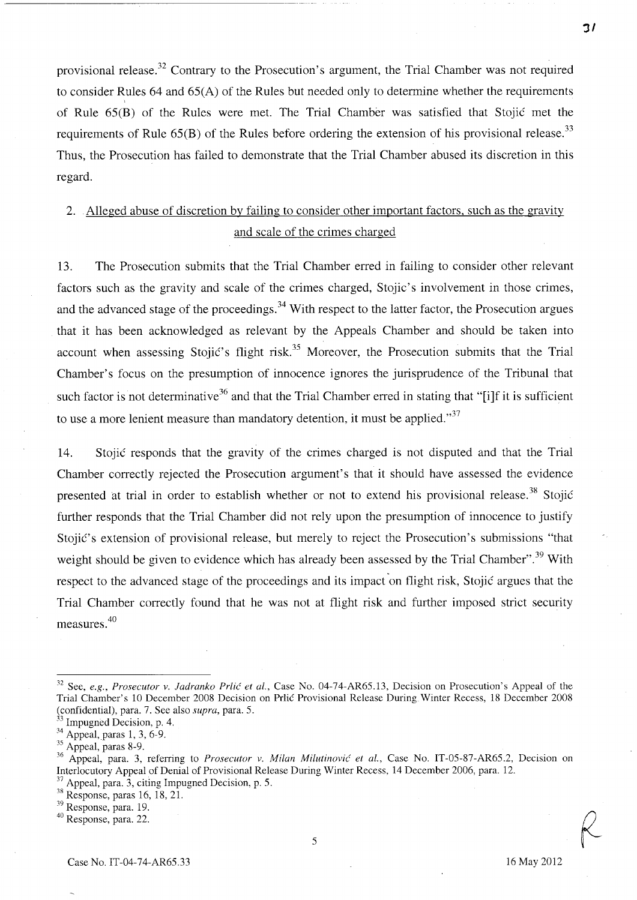provisional release.[32] Contrary to the Prosecution's argument, the Trial Chamber was not required to consider Rules 64 and 65(A) of the Rules but needed only to determine whether the requirements of Rule 65(B) of the Rules were met. The Trial Chamber was satisfied that Stojić met the requirements of Rule 65(B) of the Rules before ordering the extension of his provisional release.[33] Thus, the Prosecution has failed to demonstrate that the Trial Chamber abused its discretion in this regard.

## 2. Alleged abuse of discretion by failing to consider other important factors, such as the gravity and scale of the crimes charged

13. The Prosecution submits that the Trial Chamber erred in failing to consider other relevant factors such as the gravity and scale of the crimes charged, Stojic's involvement in those crimes, and the advanced stage of the proceedings.[34] With respect to the latter factor, the Prosecution argues that it has been acknowledged as relevant by the Appeals Chamber and should be taken into account when assessing Stojić's flight risk.[35] Moreover, the Prosecution submits that the Trial Chamber's focus on the presumption of innocence ignores the jurisprudence of the Tribunal that such factor is not determinative[36] and that the Trial Chamber erred in stating that "[i]f it is sufficient to use a more lenient measure than mandatory detention, it must be applied."[37]

14. Stojić responds that the gravity of the crimes charged is not disputed and that the Trial Chamber correctly rejected the Prosecution argument's that it should have assessed the evidence presented at trial in order to establish whether or not to extend his provisional release.[38] Stojić further responds that the Trial Chamber did not rely upon the presumption of innocence to justify Stojić's extension of provisional release, but merely to reject the Prosecution's submissions "that weight should be given to evidence which has already been assessed by the Trial Chamber".[39] With respect to the advanced stage of the proceedings and its impact on flight risk, Stojić argues that the Trial Chamber correctly found that he was not at flight risk and further imposed strict security measures.[40]

---

[32] See, *e.g.*, *Prosecutor v. Jadranko Prlić et al.*, Case No. 04-74-AR65.13, Decision on Prosecution's Appeal of the Trial Chamber's 10 December 2008 Decision on Prlić Provisional Release During Winter Recess, 18 December 2008 (confidential), para. 7. See also *supra*, para. 5.

[33] Impugned Decision, p. 4.

[34] Appeal, paras 1, 3, 6-9.

[35] Appeal, paras 8-9.

[36] Appeal, para. 3, referring to *Prosecutor v. Milan Milutinović et al.*, Case No. IT-05-87-AR65.2, Decision on Interlocutory Appeal of Denial of Provisional Release During Winter Recess, 14 December 2006, para. 12.

[37] Appeal, para. 3, citing Impugned Decision, p. 5.

[38] Response, paras 16, 18, 21.

[39] Response, para. 19.

[40] Response, para. 22.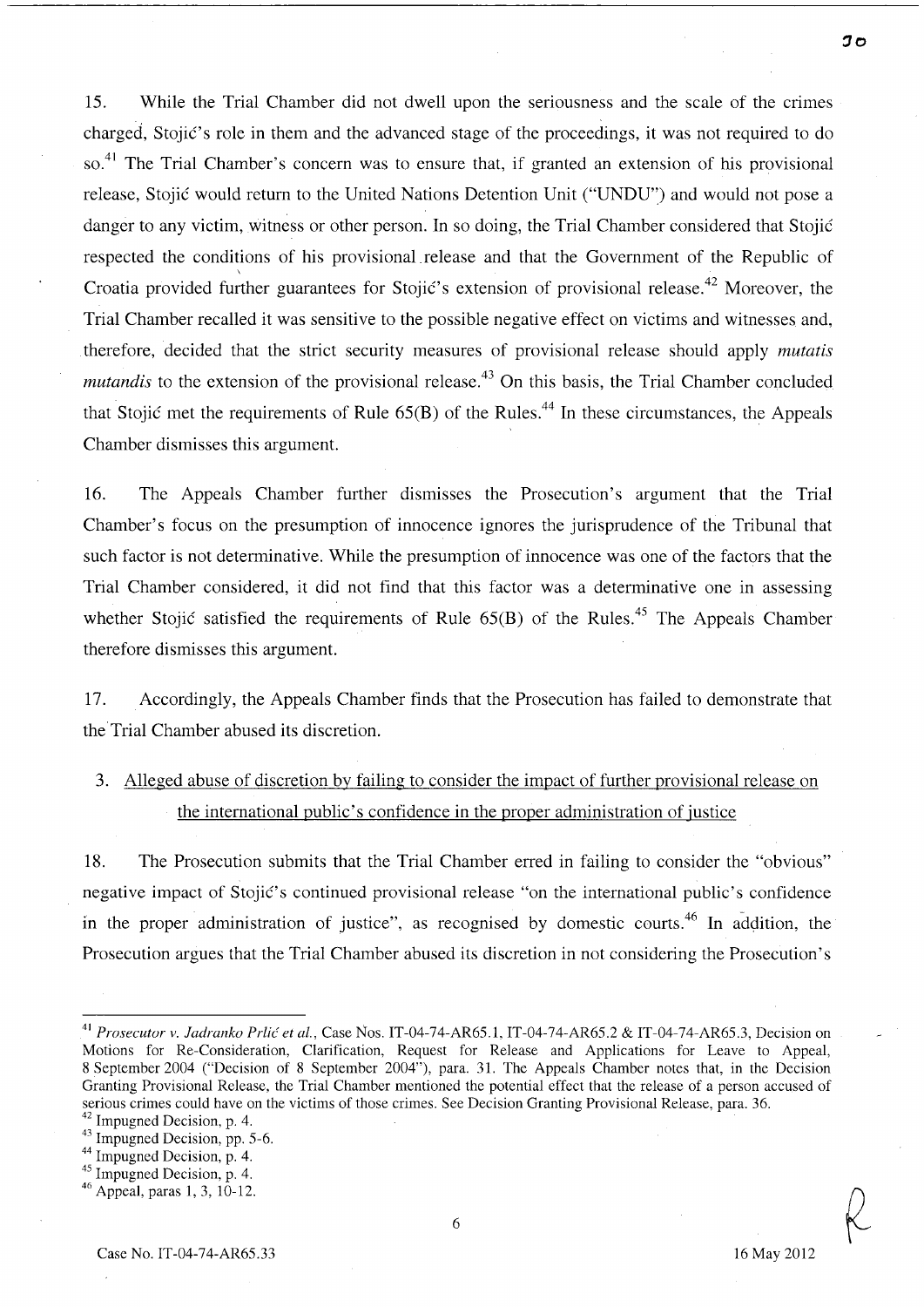15. While the Trial Chamber did not dwell upon the seriousness and the scale of the crimes charged, Stojić's role in them and the advanced stage of the proceedings, it was not required to do so.[41] The Trial Chamber's concern was to ensure that, if granted an extension of his provisional release, Stojić would return to the United Nations Detention Unit ("UNDU") and would not pose a danger to any victim, witness or other person. In so doing, the Trial Chamber considered that Stojić respected the conditions of his provisional release and that the Government of the Republic of Croatia provided further guarantees for Stojić's extension of provisional release.[42] Moreover, the Trial Chamber recalled it was sensitive to the possible negative effect on victims and witnesses and, therefore, decided that the strict security measures of provisional release should apply *mutatis mutandis* to the extension of the provisional release.[43] On this basis, the Trial Chamber concluded that Stojić met the requirements of Rule 65(B) of the Rules.[44] In these circumstances, the Appeals Chamber dismisses this argument.

16. The Appeals Chamber further dismisses the Prosecution's argument that the Trial Chamber's focus on the presumption of innocence ignores the jurisprudence of the Tribunal that such factor is not determinative. While the presumption of innocence was one of the factors that the Trial Chamber considered, it did not find that this factor was a determinative one in assessing whether Stojić satisfied the requirements of Rule 65(B) of the Rules.[45] The Appeals Chamber therefore dismisses this argument.

17. Accordingly, the Appeals Chamber finds that the Prosecution has failed to demonstrate that the Trial Chamber abused its discretion.

### 3. Alleged abuse of discretion by failing to consider the impact of further provisional release on the international public's confidence in the proper administration of justice

18. The Prosecution submits that the Trial Chamber erred in failing to consider the "obvious" negative impact of Stojić's continued provisional release "on the international public's confidence in the proper administration of justice", as recognised by domestic courts.[46] In addition, the Prosecution argues that the Trial Chamber abused its discretion in not considering the Prosecution's

---

[41] *Prosecutor v. Jadranko Prlić et al.*, Case Nos. IT-04-74-AR65.1, IT-04-74-AR65.2 & IT-04-74-AR65.3, Decision on Motions for Re-Consideration, Clarification, Request for Release and Applications for Leave to Appeal, 8 September 2004 ("Decision of 8 September 2004"), para. 31. The Appeals Chamber notes that, in the Decision Granting Provisional Release, the Trial Chamber mentioned the potential effect that the release of a person accused of serious crimes could have on the victims of those crimes. See Decision Granting Provisional Release, para. 36.

[42] Impugned Decision, p. 4.

[43] Impugned Decision, pp. 5-6.

[44] Impugned Decision, p. 4.

[45] Impugned Decision, p. 4.

[46] Appeal, paras 1, 3, 10-12.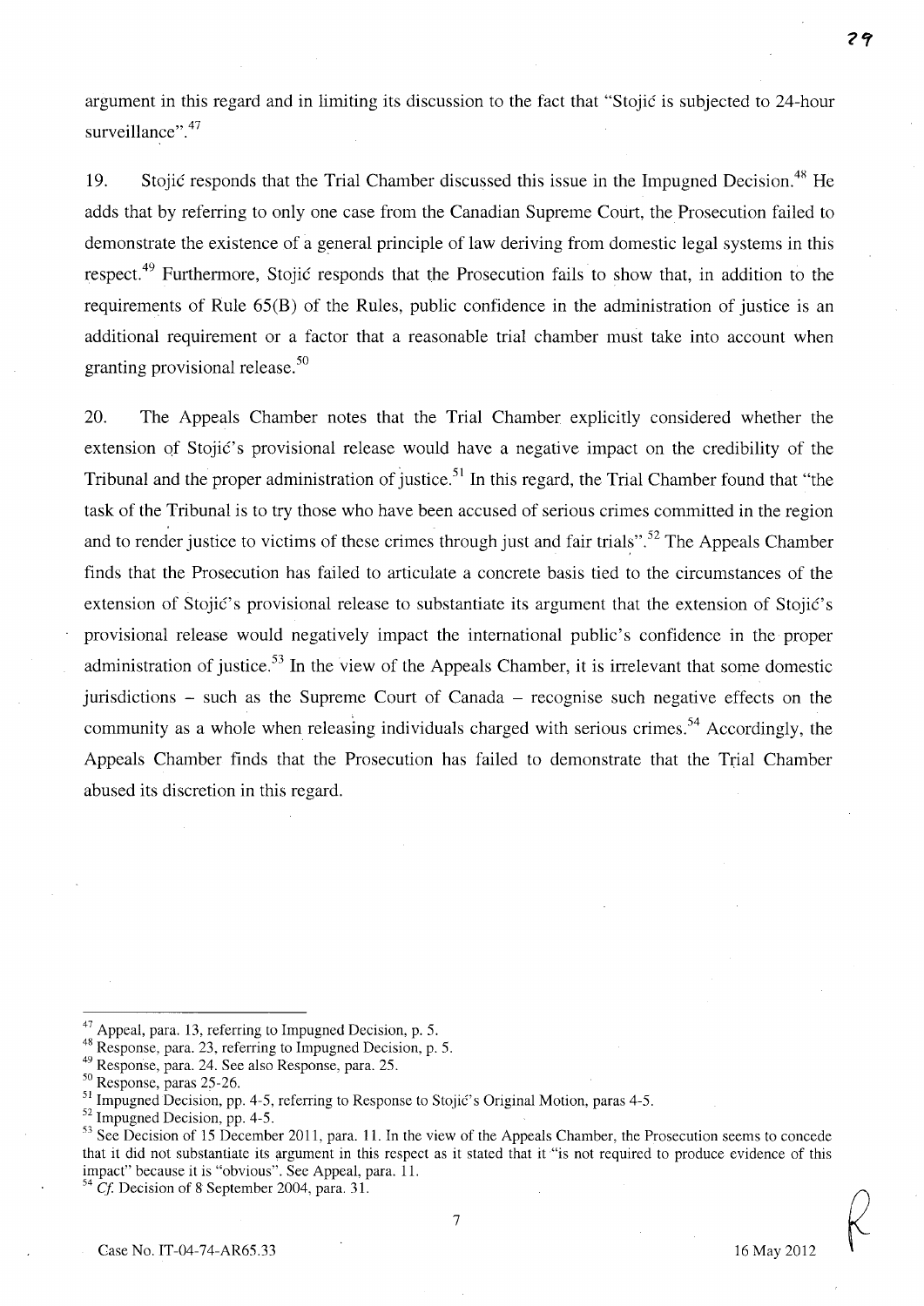argument in this regard and in limiting its discussion to the fact that "Stojić is subjected to 24-hour surveillance".[47]

19. Stojić responds that the Trial Chamber discussed this issue in the Impugned Decision.[48] He adds that by referring to only one case from the Canadian Supreme Court, the Prosecution failed to demonstrate the existence of a general principle of law deriving from domestic legal systems in this respect.[49] Furthermore, Stojić responds that the Prosecution fails to show that, in addition to the requirements of Rule 65(B) of the Rules, public confidence in the administration of justice is an additional requirement or a factor that a reasonable trial chamber must take into account when granting provisional release.[50]

20. The Appeals Chamber notes that the Trial Chamber explicitly considered whether the extension of Stojić's provisional release would have a negative impact on the credibility of the Tribunal and the proper administration of justice.[51] In this regard, the Trial Chamber found that "the task of the Tribunal is to try those who have been accused of serious crimes committed in the region and to render justice to victims of these crimes through just and fair trials".[52] The Appeals Chamber finds that the Prosecution has failed to articulate a concrete basis tied to the circumstances of the extension of Stojić's provisional release to substantiate its argument that the extension of Stojić's provisional release would negatively impact the international public's confidence in the proper administration of justice.[53] In the view of the Appeals Chamber, it is irrelevant that some domestic jurisdictions – such as the Supreme Court of Canada – recognise such negative effects on the community as a whole when releasing individuals charged with serious crimes.[54] Accordingly, the Appeals Chamber finds that the Prosecution has failed to demonstrate that the Trial Chamber abused its discretion in this regard.

---

[47] Appeal, para. 13, referring to Impugned Decision, p. 5.

[48] Response, para. 23, referring to Impugned Decision, p. 5.

[49] Response, para. 24. See also Response, para. 25.

[50] Response, paras 25-26.

[51] Impugned Decision, pp. 4-5, referring to Response to Stojić's Original Motion, paras 4-5.

[52] Impugned Decision, pp. 4-5.

[53] See Decision of 15 December 2011, para. 11. In the view of the Appeals Chamber, the Prosecution seems to concede that it did not substantiate its argument in this respect as it stated that it "is not required to produce evidence of this impact" because it is "obvious". See Appeal, para. 11.

[54] *Cf.* Decision of 8 September 2004, para. 31.

Case No. IT-04-74-AR65.33 16 May 2012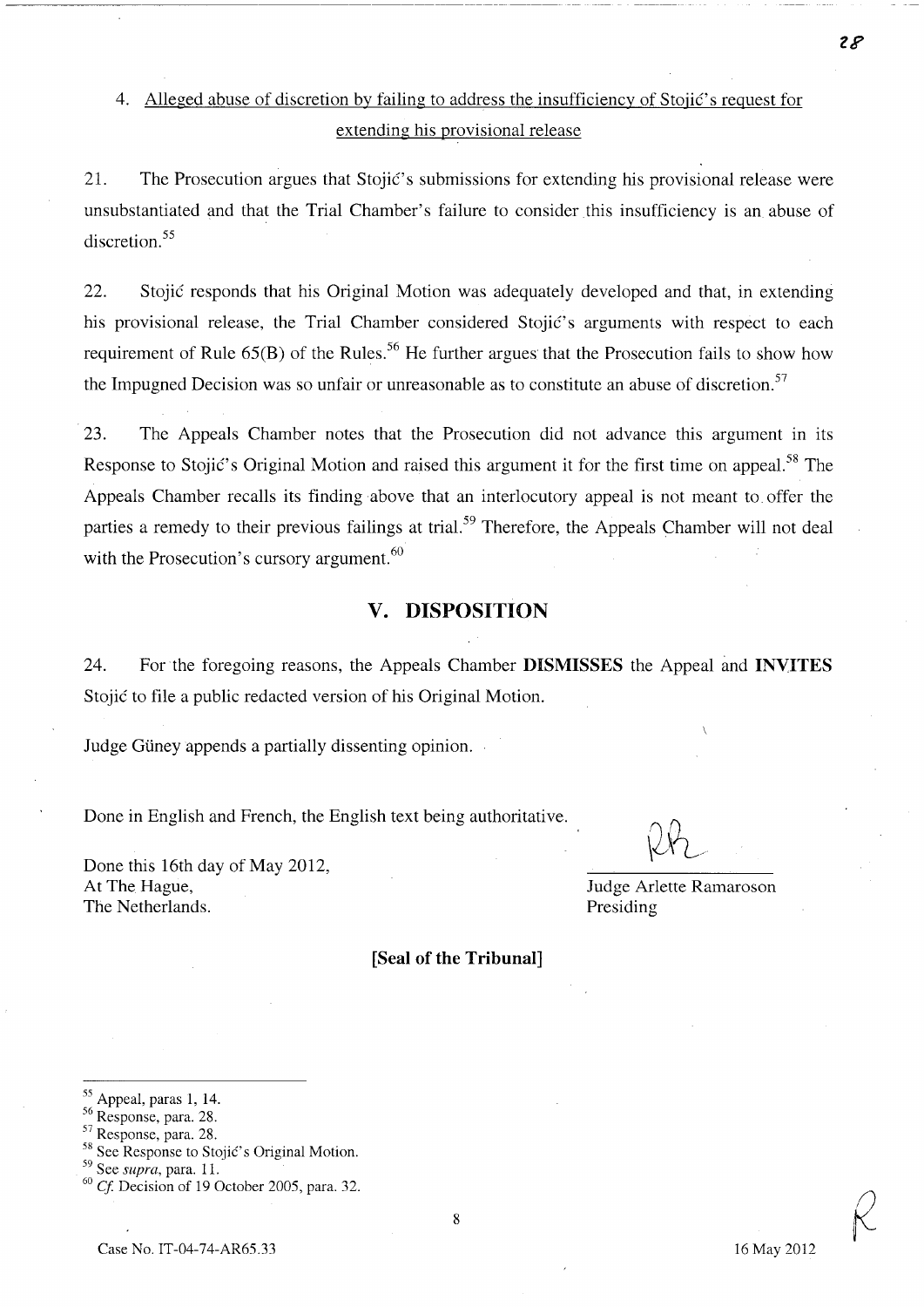4. Alleged abuse of discretion by failing to address the insufficiency of Stojić's request for extending his provisional release

21. The Prosecution argues that Stojić's submissions for extending his provisional release were unsubstantiated and that the Trial Chamber's failure to consider this insufficiency is an abuse of discretion.[55]

22. Stojić responds that his Original Motion was adequately developed and that, in extending his provisional release, the Trial Chamber considered Stojić's arguments with respect to each requirement of Rule 65(B) of the Rules.[56] He further argues that the Prosecution fails to show how the Impugned Decision was so unfair or unreasonable as to constitute an abuse of discretion.[57]

23. The Appeals Chamber notes that the Prosecution did not advance this argument in its Response to Stojić's Original Motion and raised this argument it for the first time on appeal.[58] The Appeals Chamber recalls its finding above that an interlocutory appeal is not meant to offer the parties a remedy to their previous failings at trial.[59] Therefore, the Appeals Chamber will not deal with the Prosecution's cursory argument.[60]

## V. DISPOSITION

24. For the foregoing reasons, the Appeals Chamber **DISMISSES** the Appeal and **INVITES** Stojić to file a public redacted version of his Original Motion.

Judge Güney appends a partially dissenting opinion.

Done in English and French, the English text being authoritative.

Done this 16th day of May 2012,
At The Hague,
The Netherlands.

Judge Arlette Ramaroson
Presiding

**[Seal of the Tribunal]**

---

[55] Appeal, paras 1, 14.
[56] Response, para. 28.
[57] Response, para. 28.
[58] See Response to Stojić's Original Motion.
[59] See *supra*, para. 11.
[60] *Cf.* Decision of 19 October 2005, para. 32.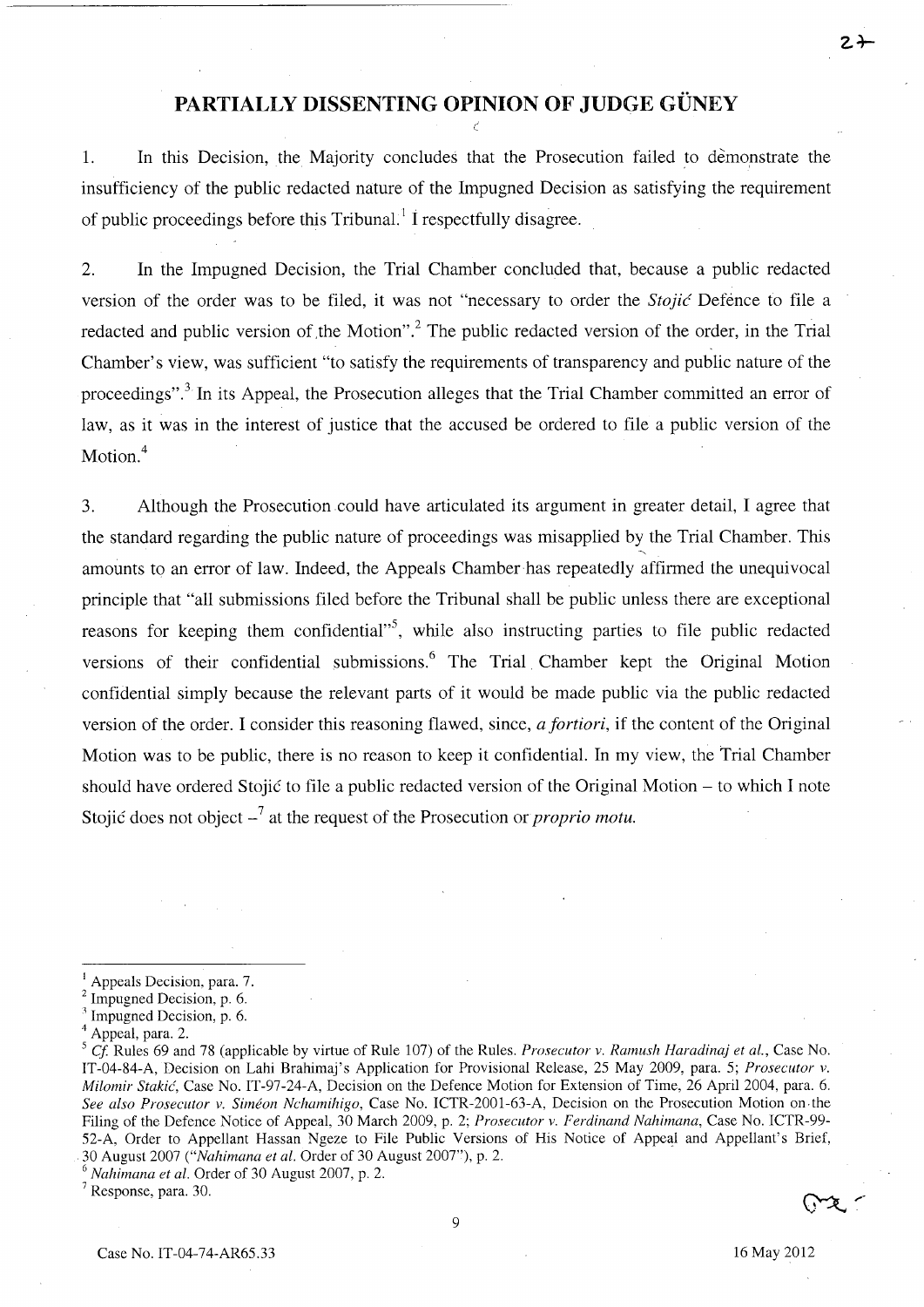# PARTIALLY DISSENTING OPINION OF JUDGE GÜNEY

1. In this Decision, the Majority concludes that the Prosecution failed to demonstrate the insufficiency of the public redacted nature of the Impugned Decision as satisfying the requirement of public proceedings before this Tribunal.[1] I respectfully disagree.

2. In the Impugned Decision, the Trial Chamber concluded that, because a public redacted version of the order was to be filed, it was not "necessary to order the *Stojić* Defence to file a redacted and public version of the Motion".[2] The public redacted version of the order, in the Trial Chamber's view, was sufficient "to satisfy the requirements of transparency and public nature of the proceedings".[3] In its Appeal, the Prosecution alleges that the Trial Chamber committed an error of law, as it was in the interest of justice that the accused be ordered to file a public version of the Motion.[4]

3. Although the Prosecution could have articulated its argument in greater detail, I agree that the standard regarding the public nature of proceedings was misapplied by the Trial Chamber. This amounts to an error of law. Indeed, the Appeals Chamber has repeatedly affirmed the unequivocal principle that "all submissions filed before the Tribunal shall be public unless there are exceptional reasons for keeping them confidential"[5], while also instructing parties to file public redacted versions of their confidential submissions.[6] The Trial Chamber kept the Original Motion confidential simply because the relevant parts of it would be made public via the public redacted version of the order. I consider this reasoning flawed, since, *a fortiori*, if the content of the Original Motion was to be public, there is no reason to keep it confidential. In my view, the Trial Chamber should have ordered Stojić to file a public redacted version of the Original Motion – to which I note Stojić does not object –[7] at the request of the Prosecution or *proprio motu*.

---

[1] Appeals Decision, para. 7.

[2] Impugned Decision, p. 6.

[3] Impugned Decision, p. 6.

[4] Appeal, para. 2.

[5] *Cf.* Rules 69 and 78 (applicable by virtue of Rule 107) of the Rules. *Prosecutor v. Ramush Haradinaj et al.*, Case No. IT-04-84-A, Decision on Lahi Brahimaj's Application for Provisional Release, 25 May 2009, para. 5; *Prosecutor v. Milomir Stakić*, Case No. IT-97-24-A, Decision on the Defence Motion for Extension of Time, 26 April 2004, para. 6. *See also Prosecutor v. Siméon Nchamihigo*, Case No. ICTR-2001-63-A, Decision on the Prosecution Motion on the Filing of the Defence Notice of Appeal, 30 March 2009, p. 2; *Prosecutor v. Ferdinand Nahimana*, Case No. ICTR-99-52-A, Order to Appellant Hassan Ngeze to File Public Versions of His Notice of Appeal and Appellant's Brief, 30 August 2007 ("*Nahimana et al.* Order of 30 August 2007"), p. 2.

[6] *Nahimana et al.* Order of 30 August 2007, p. 2.

[7] Response, para. 30.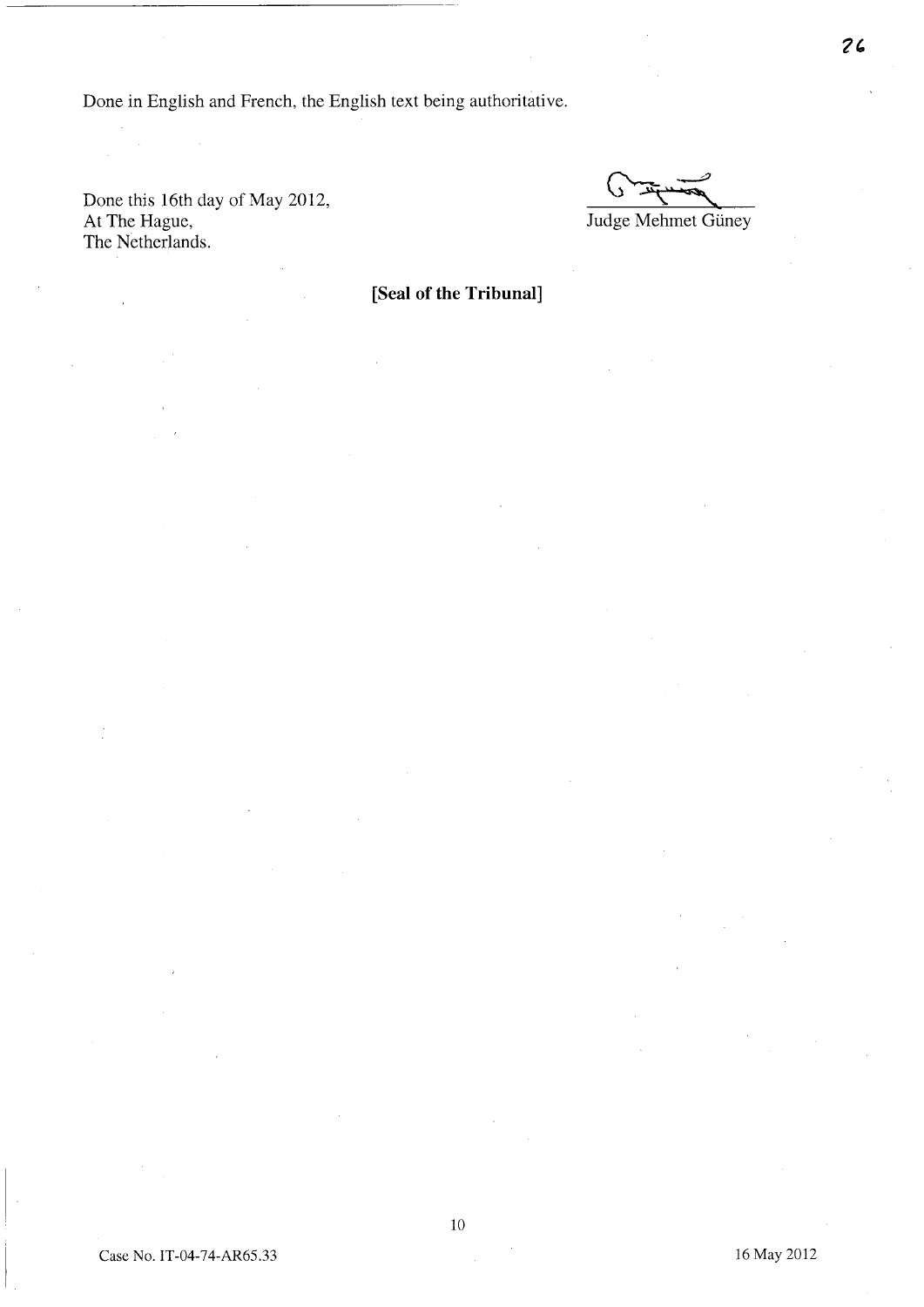Done in English and French, the English text being authoritative.

Done this 16th day of May 2012,
At The Hague,
The Netherlands.

Judge Mehmet Güney

**[Seal of the Tribunal]**